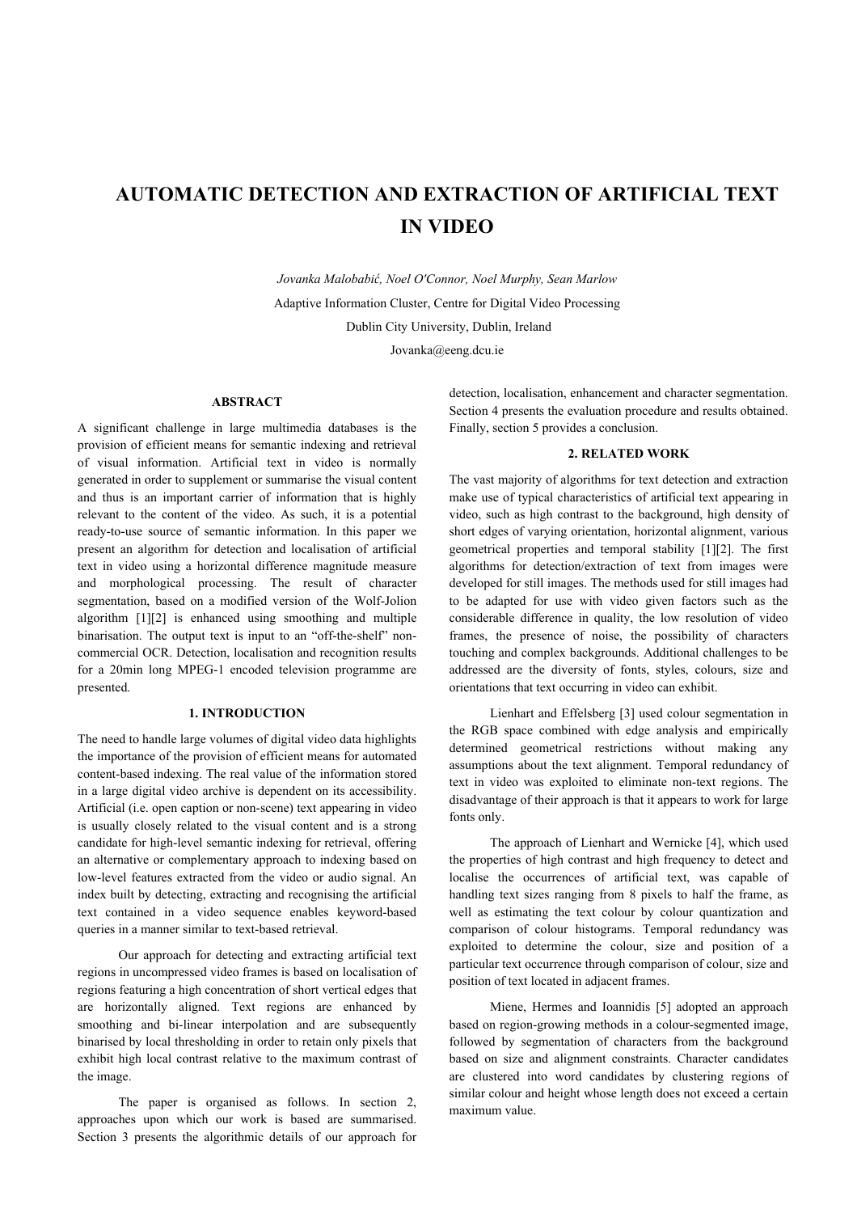# AUTOMATIC DETECTION AND EXTRACTION OF ARTIFICIAL TEXT IN VIDEO

*Jovanka Malobabić, Noel O'Connor, Noel Murphy, Sean Marlow*

Adaptive Information Cluster, Centre for Digital Video Processing

Dublin City University, Dublin, Ireland

Jovanka@eeng.dcu.ie

## ABSTRACT

A significant challenge in large multimedia databases is the provision of efficient means for semantic indexing and retrieval of visual information. Artificial text in video is normally generated in order to supplement or summarise the visual content and thus is an important carrier of information that is highly relevant to the content of the video. As such, it is a potential ready-to-use source of semantic information. In this paper we present an algorithm for detection and localisation of artificial text in video using a horizontal difference magnitude measure and morphological processing. The result of character segmentation, based on a modified version of the Wolf-Jolion algorithm [1][2] is enhanced using smoothing and multiple binarisation. The output text is input to an "off-the-shelf" non-commercial OCR. Detection, localisation and recognition results for a 20min long MPEG-1 encoded television programme are presented.

## 1. INTRODUCTION

The need to handle large volumes of digital video data highlights the importance of the provision of efficient means for automated content-based indexing. The real value of the information stored in a large digital video archive is dependent on its accessibility. Artificial (i.e. open caption or non-scene) text appearing in video is usually closely related to the visual content and is a strong candidate for high-level semantic indexing for retrieval, offering an alternative or complementary approach to indexing based on low-level features extracted from the video or audio signal. An index built by detecting, extracting and recognising the artificial text contained in a video sequence enables keyword-based queries in a manner similar to text-based retrieval.

Our approach for detecting and extracting artificial text regions in uncompressed video frames is based on localisation of regions featuring a high concentration of short vertical edges that are horizontally aligned. Text regions are enhanced by smoothing and bi-linear interpolation and are subsequently binarised by local thresholding in order to retain only pixels that exhibit high local contrast relative to the maximum contrast of the image.

The paper is organised as follows. In section 2, approaches upon which our work is based are summarised. Section 3 presents the algorithmic details of our approach for detection, localisation, enhancement and character segmentation. Section 4 presents the evaluation procedure and results obtained. Finally, section 5 provides a conclusion.

## 2. RELATED WORK

The vast majority of algorithms for text detection and extraction make use of typical characteristics of artificial text appearing in video, such as high contrast to the background, high density of short edges of varying orientation, horizontal alignment, various geometrical properties and temporal stability [1][2]. The first algorithms for detection/extraction of text from images were developed for still images. The methods used for still images had to be adapted for use with video given factors such as the considerable difference in quality, the low resolution of video frames, the presence of noise, the possibility of characters touching and complex backgrounds. Additional challenges to be addressed are the diversity of fonts, styles, colours, size and orientations that text occurring in video can exhibit.

Lienhart and Effelsberg [3] used colour segmentation in the RGB space combined with edge analysis and empirically determined geometrical restrictions without making any assumptions about the text alignment. Temporal redundancy of text in video was exploited to eliminate non-text regions. The disadvantage of their approach is that it appears to work for large fonts only.

The approach of Lienhart and Wernicke [4], which used the properties of high contrast and high frequency to detect and localise the occurrences of artificial text, was capable of handling text sizes ranging from 8 pixels to half the frame, as well as estimating the text colour by colour quantization and comparison of colour histograms. Temporal redundancy was exploited to determine the colour, size and position of a particular text occurrence through comparison of colour, size and position of text located in adjacent frames.

Miene, Hermes and Ioannidis [5] adopted an approach based on region-growing methods in a colour-segmented image, followed by segmentation of characters from the background based on size and alignment constraints. Character candidates are clustered into word candidates by clustering regions of similar colour and height whose length does not exceed a certain maximum value.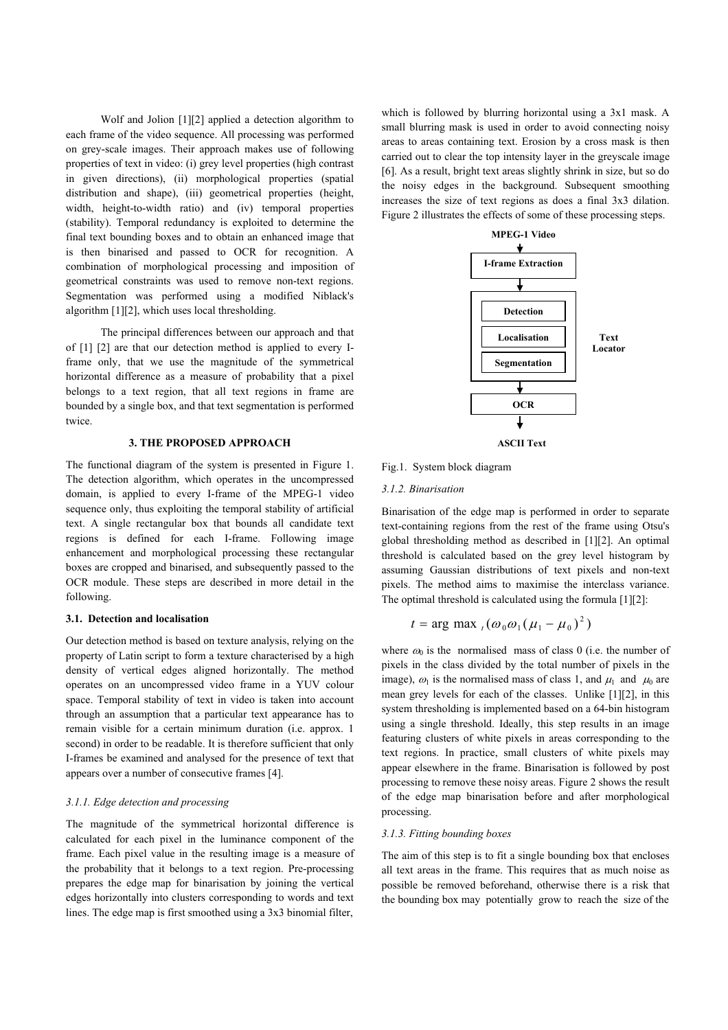Wolf and Jolion [1][2] applied a detection algorithm to each frame of the video sequence. All processing was performed on grey-scale images. Their approach makes use of following properties of text in video: (i) grey level properties (high contrast in given directions), (ii) morphological properties (spatial distribution and shape), (iii) geometrical properties (height, width, height-to-width ratio) and (iv) temporal properties (stability). Temporal redundancy is exploited to determine the final text bounding boxes and to obtain an enhanced image that is then binarised and passed to OCR for recognition. A combination of morphological processing and imposition of geometrical constraints was used to remove non-text regions. Segmentation was performed using a modified Niblack's algorithm [1][2], which uses local thresholding.

The principal differences between our approach and that of [1] [2] are that our detection method is applied to every I-frame only, that we use the magnitude of the symmetrical horizontal difference as a measure of probability that a pixel belongs to a text region, that all text regions in frame are bounded by a single box, and that text segmentation is performed twice.

## 3. THE PROPOSED APPROACH

The functional diagram of the system is presented in Figure 1. The detection algorithm, which operates in the uncompressed domain, is applied to every I-frame of the MPEG-1 video sequence only, thus exploiting the temporal stability of artificial text. A single rectangular box that bounds all candidate text regions is defined for each I-frame. Following image enhancement and morphological processing these rectangular boxes are cropped and binarised, and subsequently passed to the OCR module. These steps are described in more detail in the following.

### 3.1. Detection and localisation

Our detection method is based on texture analysis, relying on the property of Latin script to form a texture characterised by a high density of vertical edges aligned horizontally. The method operates on an uncompressed video frame in a YUV colour space. Temporal stability of text in video is taken into account through an assumption that a particular text appearance has to remain visible for a certain minimum duration (i.e. approx. 1 second) in order to be readable. It is therefore sufficient that only I-frames be examined and analysed for the presence of text that appears over a number of consecutive frames [4].

#### *3.1.1. Edge detection and processing*

The magnitude of the symmetrical horizontal difference is calculated for each pixel in the luminance component of the frame. Each pixel value in the resulting image is a measure of the probability that it belongs to a text region. Pre-processing prepares the edge map for binarisation by joining the vertical edges horizontally into clusters corresponding to words and text lines. The edge map is first smoothed using a 3x3 binomial filter, which is followed by blurring horizontal using a 3x1 mask. A small blurring mask is used in order to avoid connecting noisy areas to areas containing text. Erosion by a cross mask is then carried out to clear the top intensity layer in the greyscale image [6]. As a result, bright text areas slightly shrink in size, but so do the noisy edges in the background. Subsequent smoothing increases the size of text regions as does a final 3x3 dilation. Figure 2 illustrates the effects of some of these processing steps.

**MPEG-1 Video**
↓
**I-frame Extraction**
↓
**Text Locator:** **Detection** / **Localisation** / **Segmentation**
↓
**OCR**
↓
**ASCII Text**

Fig.1. System block diagram

#### *3.1.2. Binarisation*

Binarisation of the edge map is performed in order to separate text-containing regions from the rest of the frame using Otsu's global thresholding method as described in [1][2]. An optimal threshold is calculated based on the grey level histogram by assuming Gaussian distributions of text pixels and non-text pixels. The method aims to maximise the interclass variance. The optimal threshold is calculated using the formula [1][2]:

$$t = \arg\max_{t} (\omega_0 \omega_1 (\mu_1 - \mu_0)^2)$$

where $\omega_0$ is the normalised mass of class 0 (i.e. the number of pixels in the class divided by the total number of pixels in the image), $\omega_1$ is the normalised mass of class 1, and $\mu_1$ and $\mu_0$ are mean grey levels for each of the classes. Unlike [1][2], in this system thresholding is implemented based on a 64-bin histogram using a single threshold. Ideally, this step results in an image featuring clusters of white pixels in areas corresponding to the text regions. In practice, small clusters of white pixels may appear elsewhere in the frame. Binarisation is followed by post processing to remove these noisy areas. Figure 2 shows the result of the edge map binarisation before and after morphological processing.

#### *3.1.3. Fitting bounding boxes*

The aim of this step is to fit a single bounding box that encloses all text areas in the frame. This requires that as much noise as possible be removed beforehand, otherwise there is a risk that the bounding box may potentially grow to reach the size of the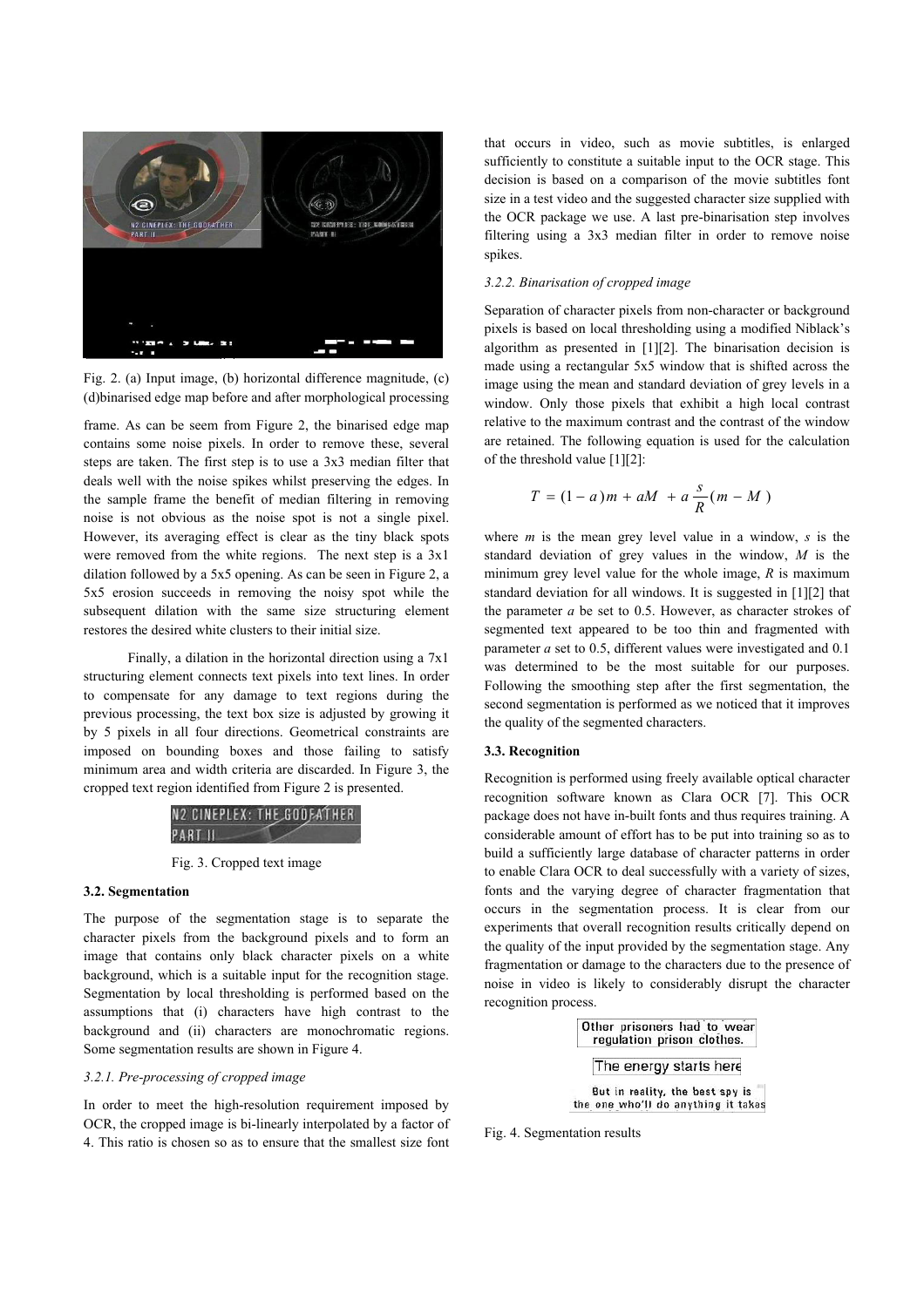Fig. 2. (a) Input image, (b) horizontal difference magnitude, (c)(d)binarised edge map before and after morphological processing

frame. As can be seem from Figure 2, the binarised edge map contains some noise pixels. In order to remove these, several steps are taken. The first step is to use a 3x3 median filter that deals well with the noise spikes whilst preserving the edges. In the sample frame the benefit of median filtering in removing noise is not obvious as the noise spot is not a single pixel. However, its averaging effect is clear as the tiny black spots were removed from the white regions. The next step is a 3x1 dilation followed by a 5x5 opening. As can be seen in Figure 2, a 5x5 erosion succeeds in removing the noisy spot while the subsequent dilation with the same size structuring element restores the desired white clusters to their initial size.

Finally, a dilation in the horizontal direction using a 7x1 structuring element connects text pixels into text lines. In order to compensate for any damage to text regions during the previous processing, the text box size is adjusted by growing it by 5 pixels in all four directions. Geometrical constraints are imposed on bounding boxes and those failing to satisfy minimum area and width criteria are discarded. In Figure 3, the cropped text region identified from Figure 2 is presented.

Fig. 3. Cropped text image

### 3.2. Segmentation

The purpose of the segmentation stage is to separate the character pixels from the background pixels and to form an image that contains only black character pixels on a white background, which is a suitable input for the recognition stage. Segmentation by local thresholding is performed based on the assumptions that (i) characters have high contrast to the background and (ii) characters are monochromatic regions. Some segmentation results are shown in Figure 4.

#### *3.2.1. Pre-processing of cropped image*

In order to meet the high-resolution requirement imposed by OCR, the cropped image is bi-linearly interpolated by a factor of 4. This ratio is chosen so as to ensure that the smallest size font that occurs in video, such as movie subtitles, is enlarged sufficiently to constitute a suitable input to the OCR stage. This decision is based on a comparison of the movie subtitles font size in a test video and the suggested character size supplied with the OCR package we use. A last pre-binarisation step involves filtering using a 3x3 median filter in order to remove noise spikes.

#### *3.2.2. Binarisation of cropped image*

Separation of character pixels from non-character or background pixels is based on local thresholding using a modified Niblack's algorithm as presented in [1][2]. The binarisation decision is made using a rectangular 5x5 window that is shifted across the image using the mean and standard deviation of grey levels in a window. Only those pixels that exhibit a high local contrast relative to the maximum contrast and the contrast of the window are retained. The following equation is used for the calculation of the threshold value [1][2]:

$$T = (1 - a)m + aM + a\frac{s}{R}(m - M)$$

where $m$ is the mean grey level value in a window, $s$ is the standard deviation of grey values in the window, $M$ is the minimum grey level value for the whole image, $R$ is maximum standard deviation for all windows. It is suggested in [1][2] that the parameter $a$ be set to 0.5. However, as character strokes of segmented text appeared to be too thin and fragmented with parameter $a$ set to 0.5, different values were investigated and 0.1 was determined to be the most suitable for our purposes. Following the smoothing step after the first segmentation, the second segmentation is performed as we noticed that it improves the quality of the segmented characters.

### 3.3. Recognition

Recognition is performed using freely available optical character recognition software known as Clara OCR [7]. This OCR package does not have in-built fonts and thus requires training. A considerable amount of effort has to be put into training so as to build a sufficiently large database of character patterns in order to enable Clara OCR to deal successfully with a variety of sizes, fonts and the varying degree of character fragmentation that occurs in the segmentation process. It is clear from our experiments that overall recognition results critically depend on the quality of the input provided by the segmentation stage. Any fragmentation or damage to the characters due to the presence of noise in video is likely to considerably disrupt the character recognition process.

Fig. 4. Segmentation results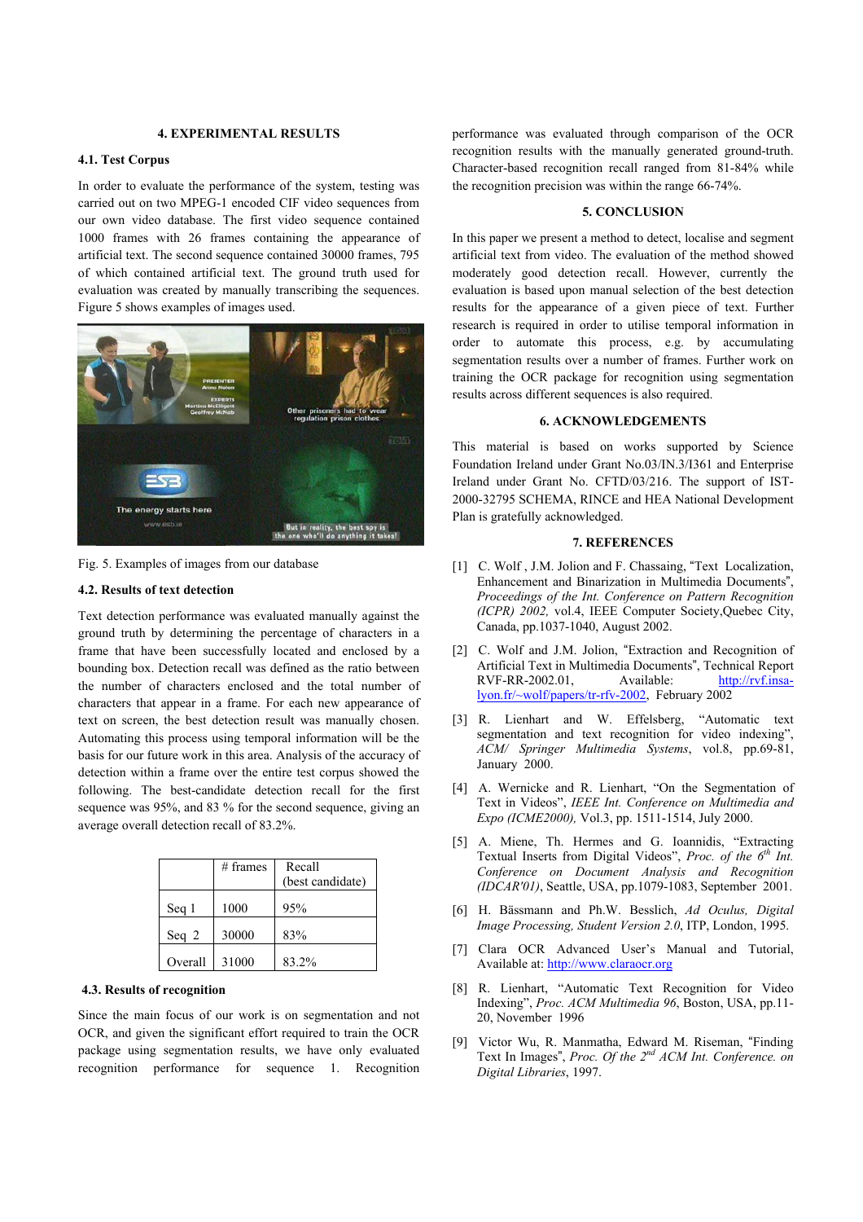## 4. EXPERIMENTAL RESULTS

### 4.1. Test Corpus

In order to evaluate the performance of the system, testing was carried out on two MPEG-1 encoded CIF video sequences from our own video database. The first video sequence contained 1000 frames with 26 frames containing the appearance of artificial text. The second sequence contained 30000 frames, 795 of which contained artificial text. The ground truth used for evaluation was created by manually transcribing the sequences. Figure 5 shows examples of images used.

Fig. 5. Examples of images from our database

### 4.2. Results of text detection

Text detection performance was evaluated manually against the ground truth by determining the percentage of characters in a frame that have been successfully located and enclosed by a bounding box. Detection recall was defined as the ratio between the number of characters enclosed and the total number of characters that appear in a frame. For each new appearance of text on screen, the best detection result was manually chosen. Automating this process using temporal information will be the basis for our future work in this area. Analysis of the accuracy of detection within a frame over the entire test corpus showed the following. The best-candidate detection recall for the first sequence was 95%, and 83 % for the second sequence, giving an average overall detection recall of 83.2%.

| | # frames | Recall (best candidate) |
|---|---|---|
| Seq 1 | 1000 | 95% |
| Seq 2 | 30000 | 83% |
| Overall | 31000 | 83.2% |

### 4.3. Results of recognition

Since the main focus of our work is on segmentation and not OCR, and given the significant effort required to train the OCR package using segmentation results, we have only evaluated recognition performance for sequence 1. Recognition performance was evaluated through comparison of the OCR recognition results with the manually generated ground-truth. Character-based recognition recall ranged from 81-84% while the recognition precision was within the range 66-74%.

## 5. CONCLUSION

In this paper we present a method to detect, localise and segment artificial text from video. The evaluation of the method showed moderately good detection recall. However, currently the evaluation is based upon manual selection of the best detection results for the appearance of a given piece of text. Further research is required in order to utilise temporal information in order to automate this process, e.g. by accumulating segmentation results over a number of frames. Further work on training the OCR package for recognition using segmentation results across different sequences is also required.

## 6. ACKNOWLEDGEMENTS

This material is based on works supported by Science Foundation Ireland under Grant No.03/IN.3/I361 and Enterprise Ireland under Grant No. CFTD/03/216. The support of IST-2000-32795 SCHEMA, RINCE and HEA National Development Plan is gratefully acknowledged.

## 7. REFERENCES

[1] C. Wolf , J.M. Jolion and F. Chassaing, "Text Localization, Enhancement and Binarization in Multimedia Documents", *Proceedings of the Int. Conference on Pattern Recognition (ICPR) 2002,* vol.4, IEEE Computer Society,Quebec City, Canada, pp.1037-1040, August 2002.

[2] C. Wolf and J.M. Jolion, "Extraction and Recognition of Artificial Text in Multimedia Documents", Technical Report RVF-RR-2002.01, Available: http://rvf.insa-lyon.fr/~wolf/papers/tr-rfv-2002, February 2002

[3] R. Lienhart and W. Effelsberg, "Automatic text segmentation and text recognition for video indexing", *ACM/ Springer Multimedia Systems*, vol.8, pp.69-81, January 2000.

[4] A. Wernicke and R. Lienhart, "On the Segmentation of Text in Videos", *IEEE Int. Conference on Multimedia and Expo (ICME2000),* Vol.3, pp. 1511-1514, July 2000.

[5] A. Miene, Th. Hermes and G. Ioannidis, "Extracting Textual Inserts from Digital Videos", *Proc. of the 6th Int. Conference on Document Analysis and Recognition (IDCAR'01)*, Seattle, USA, pp.1079-1083, September 2001.

[6] H. Bässmann and Ph.W. Besslich, *Ad Oculus, Digital Image Processing, Student Version 2.0*, ITP, London, 1995.

[7] Clara OCR Advanced User's Manual and Tutorial, Available at: http://www.claraocr.org

[8] R. Lienhart, "Automatic Text Recognition for Video Indexing", *Proc. ACM Multimedia 96*, Boston, USA, pp.11-20, November 1996

[9] Victor Wu, R. Manmatha, Edward M. Riseman, "Finding Text In Images", *Proc. Of the 2nd ACM Int. Conference. on Digital Libraries*, 1997.